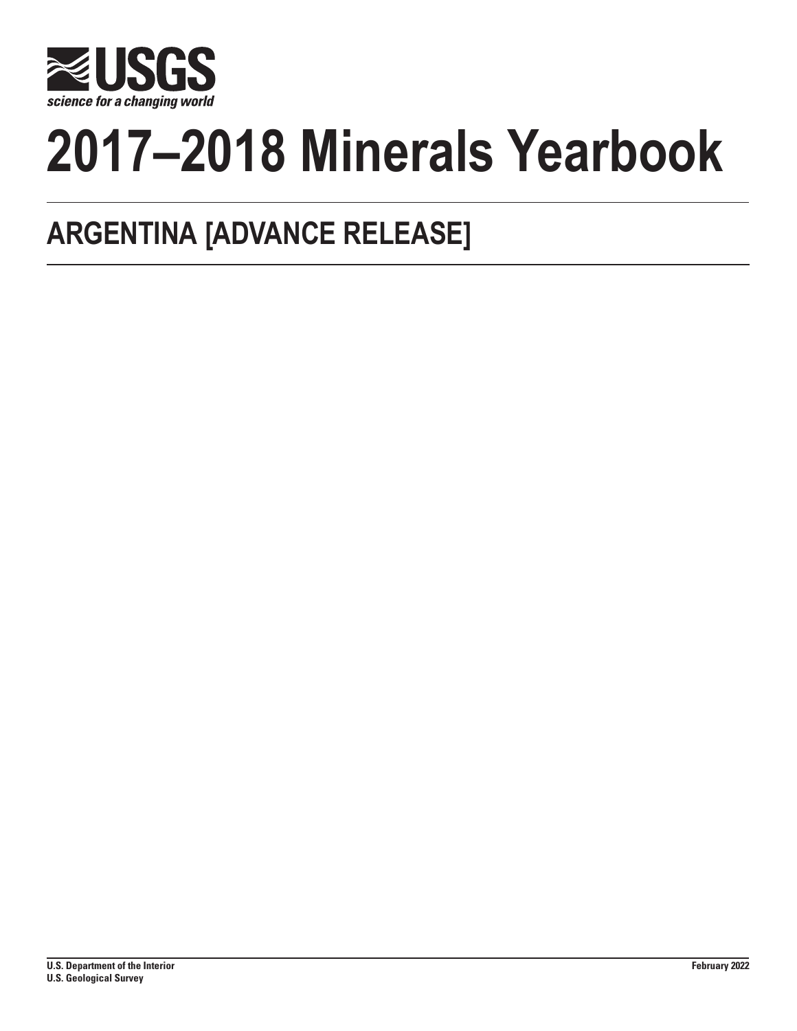USGS

science for a changing world

# 2017–2018 Minerals Yearbook

## ARGENTINA [ADVANCE RELEASE]

**U.S. Department of the Interior**
**U.S. Geological Survey**

**February 2022**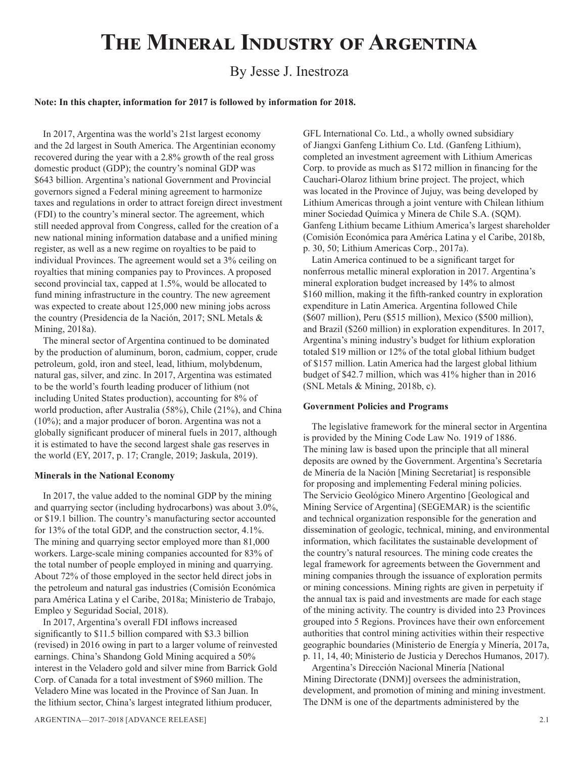#  The Mineral Industry of Argentina

By Jesse J. Inestroza

**Note: In this chapter, information for 2017 is followed by information for 2018.**

In 2017, Argentina was the world's 21st largest economy and the 2d largest in South America. The Argentinian economy recovered during the year with a 2.8% growth of the real gross domestic product (GDP); the country's nominal GDP was $643 billion. Argentina's national Government and Provincial governors signed a Federal mining agreement to harmonize taxes and regulations in order to attract foreign direct investment (FDI) to the country's mineral sector. The agreement, which still needed approval from Congress, called for the creation of a new national mining information database and a unified mining register, as well as a new regime on royalties to be paid to individual Provinces. The agreement would set a 3% ceiling on royalties that mining companies pay to Provinces. A proposed second provincial tax, capped at 1.5%, would be allocated to fund mining infrastructure in the country. The new agreement was expected to create about 125,000 new mining jobs across the country (Presidencia de la Nación, 2017; SNL Metals & Mining, 2018a).

The mineral sector of Argentina continued to be dominated by the production of aluminum, boron, cadmium, copper, crude petroleum, gold, iron and steel, lead, lithium, molybdenum, natural gas, silver, and zinc. In 2017, Argentina was estimated to be the world's fourth leading producer of lithium (not including United States production), accounting for 8% of world production, after Australia (58%), Chile (21%), and China (10%); and a major producer of boron. Argentina was not a globally significant producer of mineral fuels in 2017, although it is estimated to have the second largest shale gas reserves in the world (EY, 2017, p. 17; Crangle, 2019; Jaskula, 2019).

## Minerals in the National Economy

In 2017, the value added to the nominal GDP by the mining and quarrying sector (including hydrocarbons) was about 3.0%, or $19.1 billion. The country's manufacturing sector accounted for 13% of the total GDP, and the construction sector, 4.1%. The mining and quarrying sector employed more than 81,000 workers. Large-scale mining companies accounted for 83% of the total number of people employed in mining and quarrying. About 72% of those employed in the sector held direct jobs in the petroleum and natural gas industries (Comisión Económica para América Latina y el Caribe, 2018a; Ministerio de Trabajo, Empleo y Seguridad Social, 2018).

In 2017, Argentina's overall FDI inflows increased significantly to $11.5 billion compared with $3.3 billion (revised) in 2016 owing in part to a larger volume of reinvested earnings. China's Shandong Gold Mining acquired a 50% interest in the Veladero gold and silver mine from Barrick Gold Corp. of Canada for a total investment of $960 million. The Veladero Mine was located in the Province of San Juan. In the lithium sector, China's largest integrated lithium producer, GFL International Co. Ltd., a wholly owned subsidiary of Jiangxi Ganfeng Lithium Co. Ltd. (Ganfeng Lithium), completed an investment agreement with Lithium Americas Corp. to provide as much as $172 million in financing for the Cauchari-Olaroz lithium brine project. The project, which was located in the Province of Jujuy, was being developed by Lithium Americas through a joint venture with Chilean lithium miner Sociedad Química y Minera de Chile S.A. (SQM). Ganfeng Lithium became Lithium America's largest shareholder (Comisión Económica para América Latina y el Caribe, 2018b, p. 30, 50; Lithium Americas Corp., 2017a).

Latin America continued to be a significant target for nonferrous metallic mineral exploration in 2017. Argentina's mineral exploration budget increased by 14% to almost $160 million, making it the fifth-ranked country in exploration expenditure in Latin America. Argentina followed Chile ($607 million), Peru ($515 million), Mexico ($500 million), and Brazil ($260 million) in exploration expenditures. In 2017, Argentina's mining industry's budget for lithium exploration totaled $19 million or 12% of the total global lithium budget of $157 million. Latin America had the largest global lithium budget of $42.7 million, which was 41% higher than in 2016 (SNL Metals & Mining, 2018b, c).

## Government Policies and Programs

The legislative framework for the mineral sector in Argentina is provided by the Mining Code Law No. 1919 of 1886. The mining law is based upon the principle that all mineral deposits are owned by the Government. Argentina's Secretaría de Minería de la Nación [Mining Secretariat] is responsible for proposing and implementing Federal mining policies. The Servicio Geológico Minero Argentino [Geological and Mining Service of Argentina] (SEGEMAR) is the scientific and technical organization responsible for the generation and dissemination of geologic, technical, mining, and environmental information, which facilitates the sustainable development of the country's natural resources. The mining code creates the legal framework for agreements between the Government and mining companies through the issuance of exploration permits or mining concessions. Mining rights are given in perpetuity if the annual tax is paid and investments are made for each stage of the mining activity. The country is divided into 23 Provinces grouped into 5 Regions. Provinces have their own enforcement authorities that control mining activities within their respective geographic boundaries (Ministerio de Energía y Minería, 2017a, p. 11, 14, 40; Ministerio de Justicia y Derechos Humanos, 2017).

Argentina's Dirección Nacional Minería [National Mining Directorate (DNM)] oversees the administration, development, and promotion of mining and mining investment. The DNM is one of the departments administered by the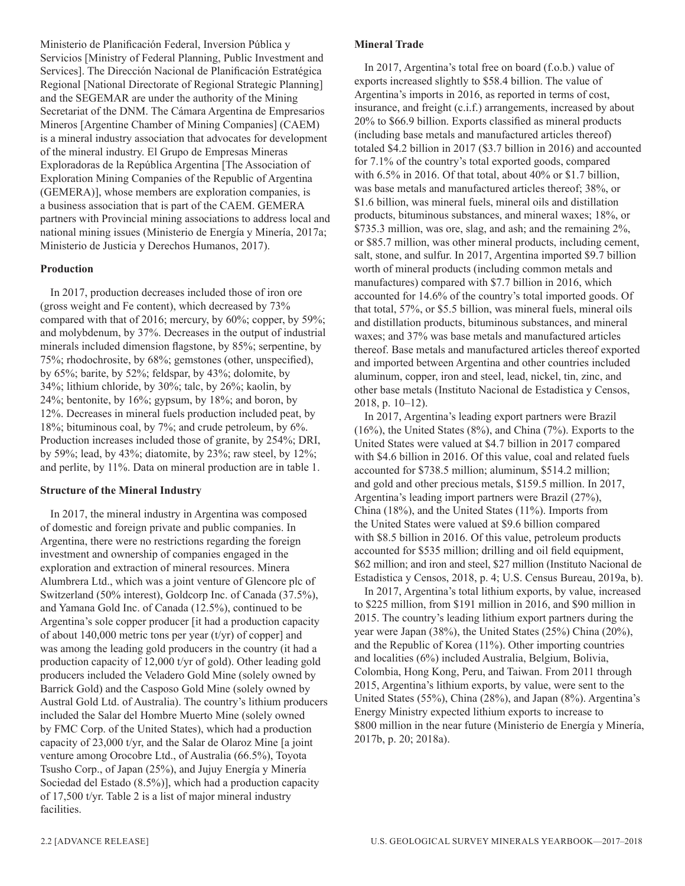Ministerio de Planificación Federal, Inversion Pública y Servicios [Ministry of Federal Planning, Public Investment and Services]. The Dirección Nacional de Planificación Estratégica Regional [National Directorate of Regional Strategic Planning] and the SEGEMAR are under the authority of the Mining Secretariat of the DNM. The Cámara Argentina de Empresarios Mineros [Argentine Chamber of Mining Companies] (CAEM) is a mineral industry association that advocates for development of the mineral industry. El Grupo de Empresas Mineras Exploradoras de la República Argentina [The Association of Exploration Mining Companies of the Republic of Argentina (GEMERA)], whose members are exploration companies, is a business association that is part of the CAEM. GEMERA partners with Provincial mining associations to address local and national mining issues (Ministerio de Energía y Minería, 2017a; Ministerio de Justicia y Derechos Humanos, 2017).

**Production**

In 2017, production decreases included those of iron ore (gross weight and Fe content), which decreased by 73% compared with that of 2016; mercury, by 60%; copper, by 59%; and molybdenum, by 37%. Decreases in the output of industrial minerals included dimension flagstone, by 85%; serpentine, by 75%; rhodochrosite, by 68%; gemstones (other, unspecified), by 65%; barite, by 52%; feldspar, by 43%; dolomite, by 34%; lithium chloride, by 30%; talc, by 26%; kaolin, by 24%; bentonite, by 16%; gypsum, by 18%; and boron, by 12%. Decreases in mineral fuels production included peat, by 18%; bituminous coal, by 7%; and crude petroleum, by 6%. Production increases included those of granite, by 254%; DRI, by 59%; lead, by 43%; diatomite, by 23%; raw steel, by 12%; and perlite, by 11%. Data on mineral production are in table 1.

**Structure of the Mineral Industry**

In 2017, the mineral industry in Argentina was composed of domestic and foreign private and public companies. In Argentina, there were no restrictions regarding the foreign investment and ownership of companies engaged in the exploration and extraction of mineral resources. Minera Alumbrera Ltd., which was a joint venture of Glencore plc of Switzerland (50% interest), Goldcorp Inc. of Canada (37.5%), and Yamana Gold Inc. of Canada (12.5%), continued to be Argentina's sole copper producer [it had a production capacity of about 140,000 metric tons per year (t/yr) of copper] and was among the leading gold producers in the country (it had a production capacity of 12,000 t/yr of gold). Other leading gold producers included the Veladero Gold Mine (solely owned by Barrick Gold) and the Casposo Gold Mine (solely owned by Austral Gold Ltd. of Australia). The country's lithium producers included the Salar del Hombre Muerto Mine (solely owned by FMC Corp. of the United States), which had a production capacity of 23,000 t/yr, and the Salar de Olaroz Mine [a joint venture among Orocobre Ltd., of Australia (66.5%), Toyota Tsusho Corp., of Japan (25%), and Jujuy Energía y Minería Sociedad del Estado (8.5%)], which had a production capacity of 17,500 t/yr. Table 2 is a list of major mineral industry facilities.

**Mineral Trade**

In 2017, Argentina's total free on board (f.o.b.) value of exports increased slightly to $58.4 billion. The value of Argentina's imports in 2016, as reported in terms of cost, insurance, and freight (c.i.f.) arrangements, increased by about 20% to $66.9 billion. Exports classified as mineral products (including base metals and manufactured articles thereof) totaled $4.2 billion in 2017 ($3.7 billion in 2016) and accounted for 7.1% of the country's total exported goods, compared with 6.5% in 2016. Of that total, about 40% or $1.7 billion, was base metals and manufactured articles thereof; 38%, or $1.6 billion, was mineral fuels, mineral oils and distillation products, bituminous substances, and mineral waxes; 18%, or $735.3 million, was ore, slag, and ash; and the remaining 2%, or $85.7 million, was other mineral products, including cement, salt, stone, and sulfur. In 2017, Argentina imported $9.7 billion worth of mineral products (including common metals and manufactures) compared with $7.7 billion in 2016, which accounted for 14.6% of the country's total imported goods. Of that total, 57%, or $5.5 billion, was mineral fuels, mineral oils and distillation products, bituminous substances, and mineral waxes; and 37% was base metals and manufactured articles thereof. Base metals and manufactured articles thereof exported and imported between Argentina and other countries included aluminum, copper, iron and steel, lead, nickel, tin, zinc, and other base metals (Instituto Nacional de Estadistica y Censos, 2018, p. 10–12).

In 2017, Argentina's leading export partners were Brazil (16%), the United States (8%), and China (7%). Exports to the United States were valued at $4.7 billion in 2017 compared with $4.6 billion in 2016. Of this value, coal and related fuels accounted for $738.5 million; aluminum, $514.2 million; and gold and other precious metals, $159.5 million. In 2017, Argentina's leading import partners were Brazil (27%), China (18%), and the United States (11%). Imports from the United States were valued at $9.6 billion compared with $8.5 billion in 2016. Of this value, petroleum products accounted for $535 million; drilling and oil field equipment, $62 million; and iron and steel, $27 million (Instituto Nacional de Estadistica y Censos, 2018, p. 4; U.S. Census Bureau, 2019a, b).

In 2017, Argentina's total lithium exports, by value, increased to $225 million, from $191 million in 2016, and $90 million in 2015. The country's leading lithium export partners during the year were Japan (38%), the United States (25%) China (20%), and the Republic of Korea (11%). Other importing countries and localities (6%) included Australia, Belgium, Bolivia, Colombia, Hong Kong, Peru, and Taiwan. From 2011 through 2015, Argentina's lithium exports, by value, were sent to the United States (55%), China (28%), and Japan (8%). Argentina's Energy Ministry expected lithium exports to increase to $800 million in the near future (Ministerio de Energía y Minería, 2017b, p. 20; 2018a).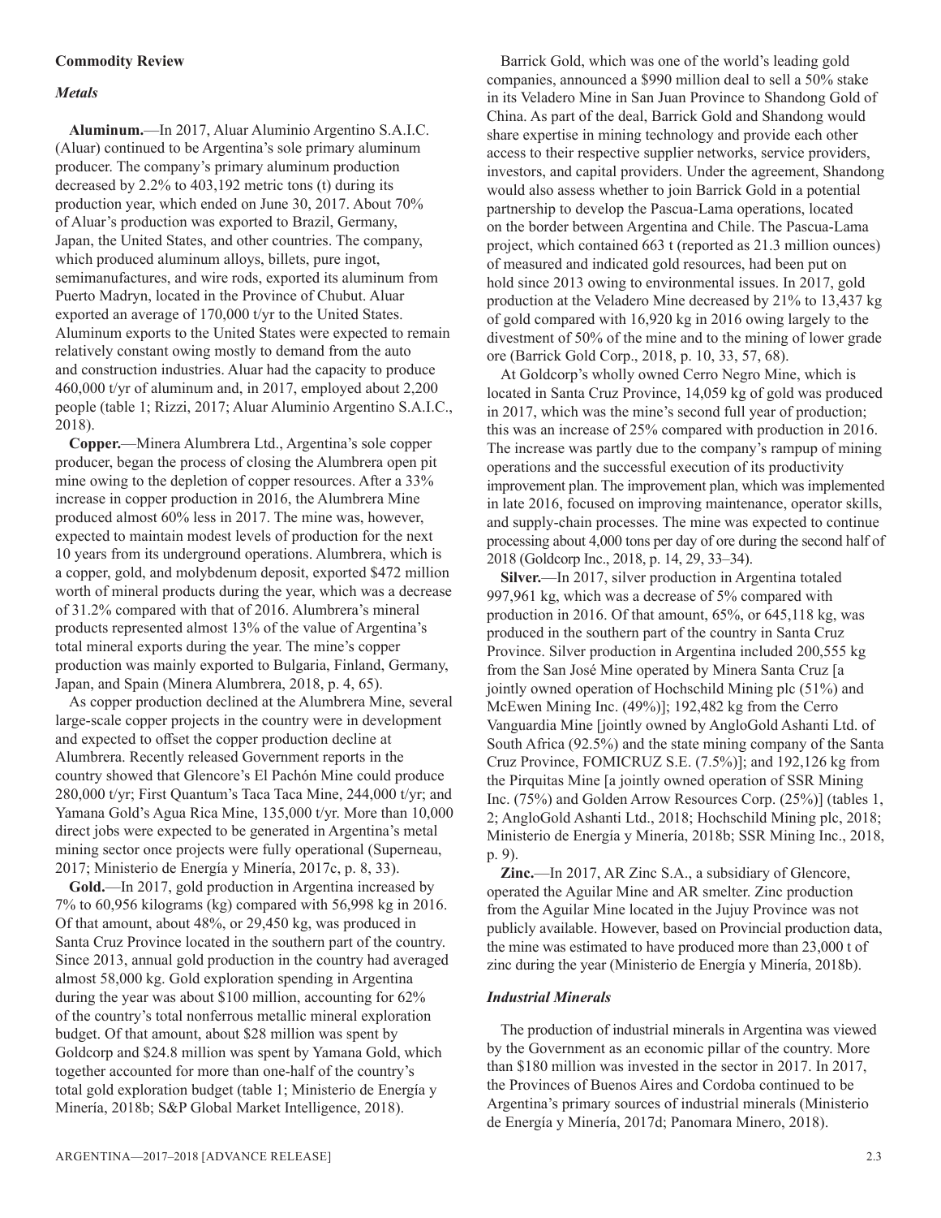## Commodity Review

### *Metals*

**Aluminum.**—In 2017, Aluar Aluminio Argentino S.A.I.C. (Aluar) continued to be Argentina's sole primary aluminum producer. The company's primary aluminum production decreased by 2.2% to 403,192 metric tons (t) during its production year, which ended on June 30, 2017. About 70% of Aluar's production was exported to Brazil, Germany, Japan, the United States, and other countries. The company, which produced aluminum alloys, billets, pure ingot, semimanufactures, and wire rods, exported its aluminum from Puerto Madryn, located in the Province of Chubut. Aluar exported an average of 170,000 t/yr to the United States. Aluminum exports to the United States were expected to remain relatively constant owing mostly to demand from the auto and construction industries. Aluar had the capacity to produce 460,000 t/yr of aluminum and, in 2017, employed about 2,200 people (table 1; Rizzi, 2017; Aluar Aluminio Argentino S.A.I.C., 2018).

**Copper.**—Minera Alumbrera Ltd., Argentina's sole copper producer, began the process of closing the Alumbrera open pit mine owing to the depletion of copper resources. After a 33% increase in copper production in 2016, the Alumbrera Mine produced almost 60% less in 2017. The mine was, however, expected to maintain modest levels of production for the next 10 years from its underground operations. Alumbrera, which is a copper, gold, and molybdenum deposit, exported $472 million worth of mineral products during the year, which was a decrease of 31.2% compared with that of 2016. Alumbrera's mineral products represented almost 13% of the value of Argentina's total mineral exports during the year. The mine's copper production was mainly exported to Bulgaria, Finland, Germany, Japan, and Spain (Minera Alumbrera, 2018, p. 4, 65).

As copper production declined at the Alumbrera Mine, several large-scale copper projects in the country were in development and expected to offset the copper production decline at Alumbrera. Recently released Government reports in the country showed that Glencore's El Pachón Mine could produce 280,000 t/yr; First Quantum's Taca Taca Mine, 244,000 t/yr; and Yamana Gold's Agua Rica Mine, 135,000 t/yr. More than 10,000 direct jobs were expected to be generated in Argentina's metal mining sector once projects were fully operational (Superneau, 2017; Ministerio de Energía y Minería, 2017c, p. 8, 33).

**Gold.**—In 2017, gold production in Argentina increased by 7% to 60,956 kilograms (kg) compared with 56,998 kg in 2016. Of that amount, about 48%, or 29,450 kg, was produced in Santa Cruz Province located in the southern part of the country. Since 2013, annual gold production in the country had averaged almost 58,000 kg. Gold exploration spending in Argentina during the year was about $100 million, accounting for 62% of the country's total nonferrous metallic mineral exploration budget. Of that amount, about $28 million was spent by Goldcorp and $24.8 million was spent by Yamana Gold, which together accounted for more than one-half of the country's total gold exploration budget (table 1; Ministerio de Energía y Minería, 2018b; S&P Global Market Intelligence, 2018).

Barrick Gold, which was one of the world's leading gold companies, announced a $990 million deal to sell a 50% stake in its Veladero Mine in San Juan Province to Shandong Gold of China. As part of the deal, Barrick Gold and Shandong would share expertise in mining technology and provide each other access to their respective supplier networks, service providers, investors, and capital providers. Under the agreement, Shandong would also assess whether to join Barrick Gold in a potential partnership to develop the Pascua-Lama operations, located on the border between Argentina and Chile. The Pascua-Lama project, which contained 663 t (reported as 21.3 million ounces) of measured and indicated gold resources, had been put on hold since 2013 owing to environmental issues. In 2017, gold production at the Veladero Mine decreased by 21% to 13,437 kg of gold compared with 16,920 kg in 2016 owing largely to the divestment of 50% of the mine and to the mining of lower grade ore (Barrick Gold Corp., 2018, p. 10, 33, 57, 68).

At Goldcorp's wholly owned Cerro Negro Mine, which is located in Santa Cruz Province, 14,059 kg of gold was produced in 2017, which was the mine's second full year of production; this was an increase of 25% compared with production in 2016. The increase was partly due to the company's rampup of mining operations and the successful execution of its productivity improvement plan. The improvement plan, which was implemented in late 2016, focused on improving maintenance, operator skills, and supply-chain processes. The mine was expected to continue processing about 4,000 tons per day of ore during the second half of 2018 (Goldcorp Inc., 2018, p. 14, 29, 33–34).

**Silver.**—In 2017, silver production in Argentina totaled 997,961 kg, which was a decrease of 5% compared with production in 2016. Of that amount, 65%, or 645,118 kg, was produced in the southern part of the country in Santa Cruz Province. Silver production in Argentina included 200,555 kg from the San José Mine operated by Minera Santa Cruz [a jointly owned operation of Hochschild Mining plc (51%) and McEwen Mining Inc. (49%)]; 192,482 kg from the Cerro Vanguardia Mine [jointly owned by AngloGold Ashanti Ltd. of South Africa (92.5%) and the state mining company of the Santa Cruz Province, FOMICRUZ S.E. (7.5%)]; and 192,126 kg from the Pirquitas Mine [a jointly owned operation of SSR Mining Inc. (75%) and Golden Arrow Resources Corp. (25%)] (tables 1, 2; AngloGold Ashanti Ltd., 2018; Hochschild Mining plc, 2018; Ministerio de Energía y Minería, 2018b; SSR Mining Inc., 2018, p. 9).

**Zinc.**—In 2017, AR Zinc S.A., a subsidiary of Glencore, operated the Aguilar Mine and AR smelter. Zinc production from the Aguilar Mine located in the Jujuy Province was not publicly available. However, based on Provincial production data, the mine was estimated to have produced more than 23,000 t of zinc during the year (Ministerio de Energía y Minería, 2018b).

### *Industrial Minerals*

The production of industrial minerals in Argentina was viewed by the Government as an economic pillar of the country. More than $180 million was invested in the sector in 2017. In 2017, the Provinces of Buenos Aires and Cordoba continued to be Argentina's primary sources of industrial minerals (Ministerio de Energía y Minería, 2017d; Panomara Minero, 2018).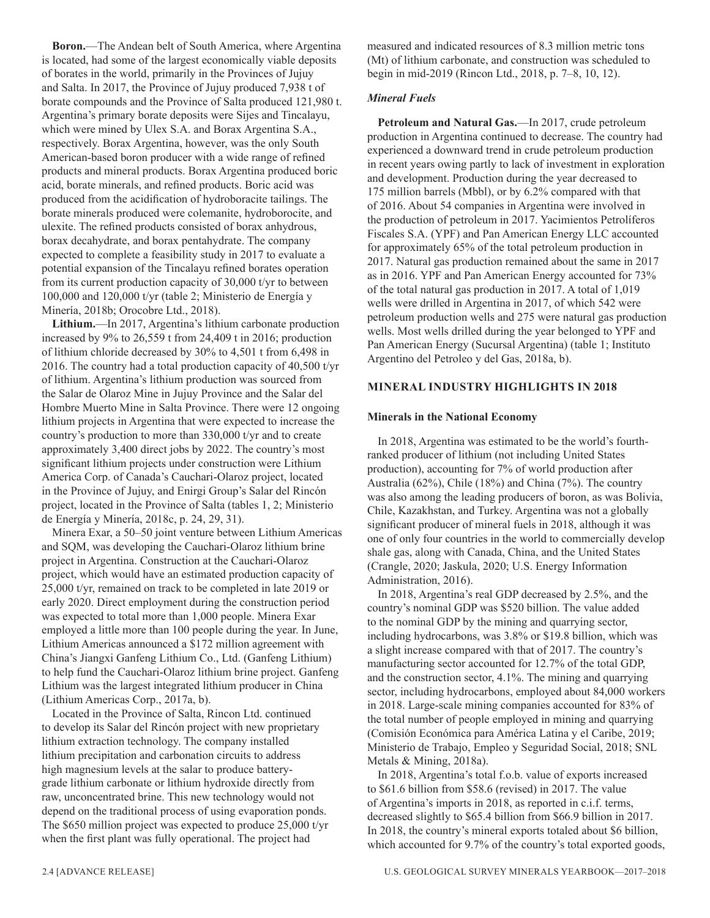**Boron.**—The Andean belt of South America, where Argentina is located, had some of the largest economically viable deposits of borates in the world, primarily in the Provinces of Jujuy and Salta. In 2017, the Province of Jujuy produced 7,938 t of borate compounds and the Province of Salta produced 121,980 t. Argentina's primary borate deposits were Sijes and Tincalayu, which were mined by Ulex S.A. and Borax Argentina S.A., respectively. Borax Argentina, however, was the only South American-based boron producer with a wide range of refined products and mineral products. Borax Argentina produced boric acid, borate minerals, and refined products. Boric acid was produced from the acidification of hydroboracite tailings. The borate minerals produced were colemanite, hydroborocite, and ulexite. The refined products consisted of borax anhydrous, borax decahydrate, and borax pentahydrate. The company expected to complete a feasibility study in 2017 to evaluate a potential expansion of the Tincalayu refined borates operation from its current production capacity of 30,000 t/yr to between 100,000 and 120,000 t/yr (table 2; Ministerio de Energía y Minería, 2018b; Orocobre Ltd., 2018).

**Lithium.**—In 2017, Argentina's lithium carbonate production increased by 9% to 26,559 t from 24,409 t in 2016; production of lithium chloride decreased by 30% to 4,501 t from 6,498 in 2016. The country had a total production capacity of 40,500 t/yr of lithium. Argentina's lithium production was sourced from the Salar de Olaroz Mine in Jujuy Province and the Salar del Hombre Muerto Mine in Salta Province. There were 12 ongoing lithium projects in Argentina that were expected to increase the country's production to more than 330,000 t/yr and to create approximately 3,400 direct jobs by 2022. The country's most significant lithium projects under construction were Lithium America Corp. of Canada's Cauchari-Olaroz project, located in the Province of Jujuy, and Enirgi Group's Salar del Rincón project, located in the Province of Salta (tables 1, 2; Ministerio de Energía y Minería, 2018c, p. 24, 29, 31).

Minera Exar, a 50–50 joint venture between Lithium Americas and SQM, was developing the Cauchari-Olaroz lithium brine project in Argentina. Construction at the Cauchari-Olaroz project, which would have an estimated production capacity of 25,000 t/yr, remained on track to be completed in late 2019 or early 2020. Direct employment during the construction period was expected to total more than 1,000 people. Minera Exar employed a little more than 100 people during the year. In June, Lithium Americas announced a $172 million agreement with China's Jiangxi Ganfeng Lithium Co., Ltd. (Ganfeng Lithium) to help fund the Cauchari-Olaroz lithium brine project. Ganfeng Lithium was the largest integrated lithium producer in China (Lithium Americas Corp., 2017a, b).

Located in the Province of Salta, Rincon Ltd. continued to develop its Salar del Rincón project with new proprietary lithium extraction technology. The company installed lithium precipitation and carbonation circuits to address high magnesium levels at the salar to produce battery-grade lithium carbonate or lithium hydroxide directly from raw, unconcentrated brine. This new technology would not depend on the traditional process of using evaporation ponds. The $650 million project was expected to produce 25,000 t/yr when the first plant was fully operational. The project had measured and indicated resources of 8.3 million metric tons (Mt) of lithium carbonate, and construction was scheduled to begin in mid-2019 (Rincon Ltd., 2018, p. 7–8, 10, 12).

### *Mineral Fuels*

**Petroleum and Natural Gas.**—In 2017, crude petroleum production in Argentina continued to decrease. The country had experienced a downward trend in crude petroleum production in recent years owing partly to lack of investment in exploration and development. Production during the year decreased to 175 million barrels (Mbbl), or by 6.2% compared with that of 2016. About 54 companies in Argentina were involved in the production of petroleum in 2017. Yacimientos Petrolíferos Fiscales S.A. (YPF) and Pan American Energy LLC accounted for approximately 65% of the total petroleum production in 2017. Natural gas production remained about the same in 2017 as in 2016. YPF and Pan American Energy accounted for 73% of the total natural gas production in 2017. A total of 1,019 wells were drilled in Argentina in 2017, of which 542 were petroleum production wells and 275 were natural gas production wells. Most wells drilled during the year belonged to YPF and Pan American Energy (Sucursal Argentina) (table 1; Instituto Argentino del Petroleo y del Gas, 2018a, b).

## MINERAL INDUSTRY HIGHLIGHTS IN 2018

### Minerals in the National Economy

In 2018, Argentina was estimated to be the world's fourth-ranked producer of lithium (not including United States production), accounting for 7% of world production after Australia (62%), Chile (18%) and China (7%). The country was also among the leading producers of boron, as was Bolivia, Chile, Kazakhstan, and Turkey. Argentina was not a globally significant producer of mineral fuels in 2018, although it was one of only four countries in the world to commercially develop shale gas, along with Canada, China, and the United States (Crangle, 2020; Jaskula, 2020; U.S. Energy Information Administration, 2016).

In 2018, Argentina's real GDP decreased by 2.5%, and the country's nominal GDP was $520 billion. The value added to the nominal GDP by the mining and quarrying sector, including hydrocarbons, was 3.8% or $19.8 billion, which was a slight increase compared with that of 2017. The country's manufacturing sector accounted for 12.7% of the total GDP, and the construction sector, 4.1%. The mining and quarrying sector, including hydrocarbons, employed about 84,000 workers in 2018. Large-scale mining companies accounted for 83% of the total number of people employed in mining and quarrying (Comisión Económica para América Latina y el Caribe, 2019; Ministerio de Trabajo, Empleo y Seguridad Social, 2018; SNL Metals & Mining, 2018a).

In 2018, Argentina's total f.o.b. value of exports increased to $61.6 billion from $58.6 (revised) in 2017. The value of Argentina's imports in 2018, as reported in c.i.f. terms, decreased slightly to $65.4 billion from $66.9 billion in 2017. In 2018, the country's mineral exports totaled about $6 billion, which accounted for 9.7% of the country's total exported goods,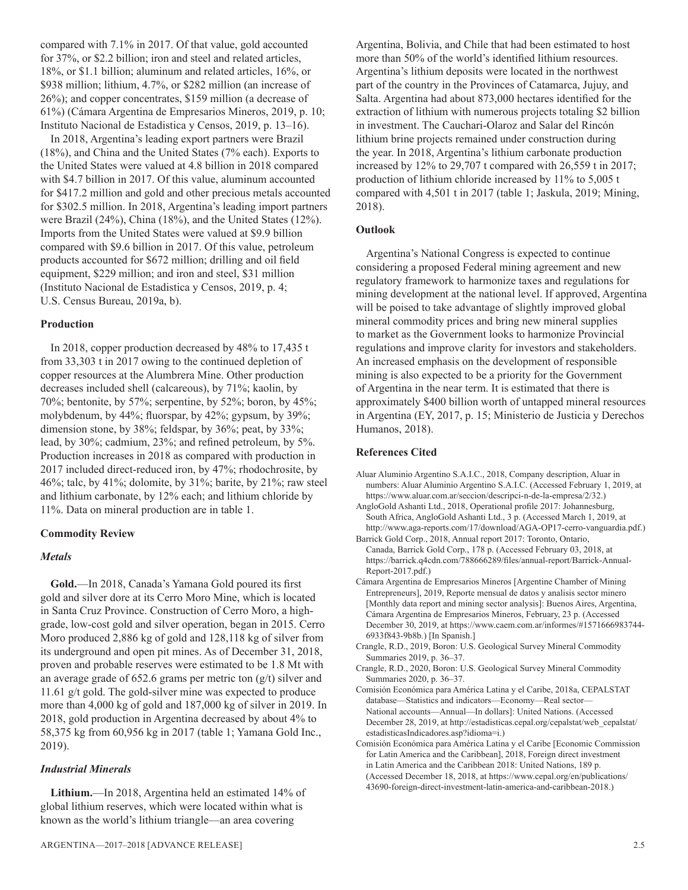compared with 7.1% in 2017. Of that value, gold accounted for 37%, or $2.2 billion; iron and steel and related articles, 18%, or $1.1 billion; aluminum and related articles, 16%, or $938 million; lithium, 4.7%, or $282 million (an increase of 26%); and copper concentrates, $159 million (a decrease of 61%) (Cámara Argentina de Empresarios Mineros, 2019, p. 10; Instituto Nacional de Estadistica y Censos, 2019, p. 13–16).

In 2018, Argentina's leading export partners were Brazil (18%), and China and the United States (7% each). Exports to the United States were valued at 4.8 billion in 2018 compared with $4.7 billion in 2017. Of this value, aluminum accounted for $417.2 million and gold and other precious metals accounted for $302.5 million. In 2018, Argentina's leading import partners were Brazil (24%), China (18%), and the United States (12%). Imports from the United States were valued at $9.9 billion compared with $9.6 billion in 2017. Of this value, petroleum products accounted for $672 million; drilling and oil field equipment, $229 million; and iron and steel, $31 million (Instituto Nacional de Estadistica y Censos, 2019, p. 4; U.S. Census Bureau, 2019a, b).

### Production

In 2018, copper production decreased by 48% to 17,435 t from 33,303 t in 2017 owing to the continued depletion of copper resources at the Alumbrera Mine. Other production decreases included shell (calcareous), by 71%; kaolin, by 70%; bentonite, by 57%; serpentine, by 52%; boron, by 45%; molybdenum, by 44%; fluorspar, by 42%; gypsum, by 39%; dimension stone, by 38%; feldspar, by 36%; peat, by 33%; lead, by 30%; cadmium, 23%; and refined petroleum, by 5%. Production increases in 2018 as compared with production in 2017 included direct-reduced iron, by 47%; rhodochrosite, by 46%; talc, by 41%; dolomite, by 31%; barite, by 21%; raw steel and lithium carbonate, by 12% each; and lithium chloride by 11%. Data on mineral production are in table 1.

### Commodity Review

#### *Metals*

**Gold.**—In 2018, Canada's Yamana Gold poured its first gold and silver dore at its Cerro Moro Mine, which is located in Santa Cruz Province. Construction of Cerro Moro, a high-grade, low-cost gold and silver operation, began in 2015. Cerro Moro produced 2,886 kg of gold and 128,118 kg of silver from its underground and open pit mines. As of December 31, 2018, proven and probable reserves were estimated to be 1.8 Mt with an average grade of 652.6 grams per metric ton (g/t) silver and 11.61 g/t gold. The gold-silver mine was expected to produce more than 4,000 kg of gold and 187,000 kg of silver in 2019. In 2018, gold production in Argentina decreased by about 4% to 58,375 kg from 60,956 kg in 2017 (table 1; Yamana Gold Inc., 2019).

#### *Industrial Minerals*

**Lithium.**—In 2018, Argentina held an estimated 14% of global lithium reserves, which were located within what is known as the world's lithium triangle—an area covering Argentina, Bolivia, and Chile that had been estimated to host more than 50% of the world's identified lithium resources. Argentina's lithium deposits were located in the northwest part of the country in the Provinces of Catamarca, Jujuy, and Salta. Argentina had about 873,000 hectares identified for the extraction of lithium with numerous projects totaling $2 billion in investment. The Cauchari-Olaroz and Salar del Rincón lithium brine projects remained under construction during the year. In 2018, Argentina's lithium carbonate production increased by 12% to 29,707 t compared with 26,559 t in 2017; production of lithium chloride increased by 11% to 5,005 t compared with 4,501 t in 2017 (table 1; Jaskula, 2019; Mining, 2018).

### Outlook

Argentina's National Congress is expected to continue considering a proposed Federal mining agreement and new regulatory framework to harmonize taxes and regulations for mining development at the national level. If approved, Argentina will be poised to take advantage of slightly improved global mineral commodity prices and bring new mineral supplies to market as the Government looks to harmonize Provincial regulations and improve clarity for investors and stakeholders. An increased emphasis on the development of responsible mining is also expected to be a priority for the Government of Argentina in the near term. It is estimated that there is approximately $400 billion worth of untapped mineral resources in Argentina (EY, 2017, p. 15; Ministerio de Justicia y Derechos Humanos, 2018).

### References Cited

Aluar Aluminio Argentino S.A.I.C., 2018, Company description, Aluar in numbers: Aluar Aluminio Argentino S.A.I.C. (Accessed February 1, 2019, at https://www.aluar.com.ar/seccion/descripci-n-de-la-empresa/2/32.)

AngloGold Ashanti Ltd., 2018, Operational profile 2017: Johannesburg, South Africa, AngloGold Ashanti Ltd., 3 p. (Accessed March 1, 2019, at http://www.aga-reports.com/17/download/AGA-OP17-cerro-vanguardia.pdf.)

Barrick Gold Corp., 2018, Annual report 2017: Toronto, Ontario, Canada, Barrick Gold Corp., 178 p. (Accessed February 03, 2018, at https://barrick.q4cdn.com/788666289/files/annual-report/Barrick-Annual-Report-2017.pdf.)

Cámara Argentina de Empresarios Mineros [Argentine Chamber of Mining Entrepreneurs], 2019, Reporte mensual de datos y analisis sector minero [Monthly data report and mining sector analysis]: Buenos Aires, Argentina, Cámara Argentina de Empresarios Mineros, February, 23 p. (Accessed December 30, 2019, at https://www.caem.com.ar/informes/#1571666983744-6933f843-9b8b.) [In Spanish.]

Crangle, R.D., 2019, Boron: U.S. Geological Survey Mineral Commodity Summaries 2019, p. 36–37.

Crangle, R.D., 2020, Boron: U.S. Geological Survey Mineral Commodity Summaries 2020, p. 36–37.

Comisión Económica para América Latina y el Caribe, 2018a, CEPALSTAT database—Statistics and indicators—Economy—Real sector—National accounts—Annual—In dollars]: United Nations. (Accessed December 28, 2019, at http://estadisticas.cepal.org/cepalstat/web_cepalstat/estadisticasIndicadores.asp?idioma=i.)

Comisión Económica para América Latina y el Caribe [Economic Commission for Latin America and the Caribbean], 2018, Foreign direct investment in Latin America and the Caribbean 2018: United Nations, 189 p. (Accessed December 18, 2018, at https://www.cepal.org/en/publications/43690-foreign-direct-investment-latin-america-and-caribbean-2018.)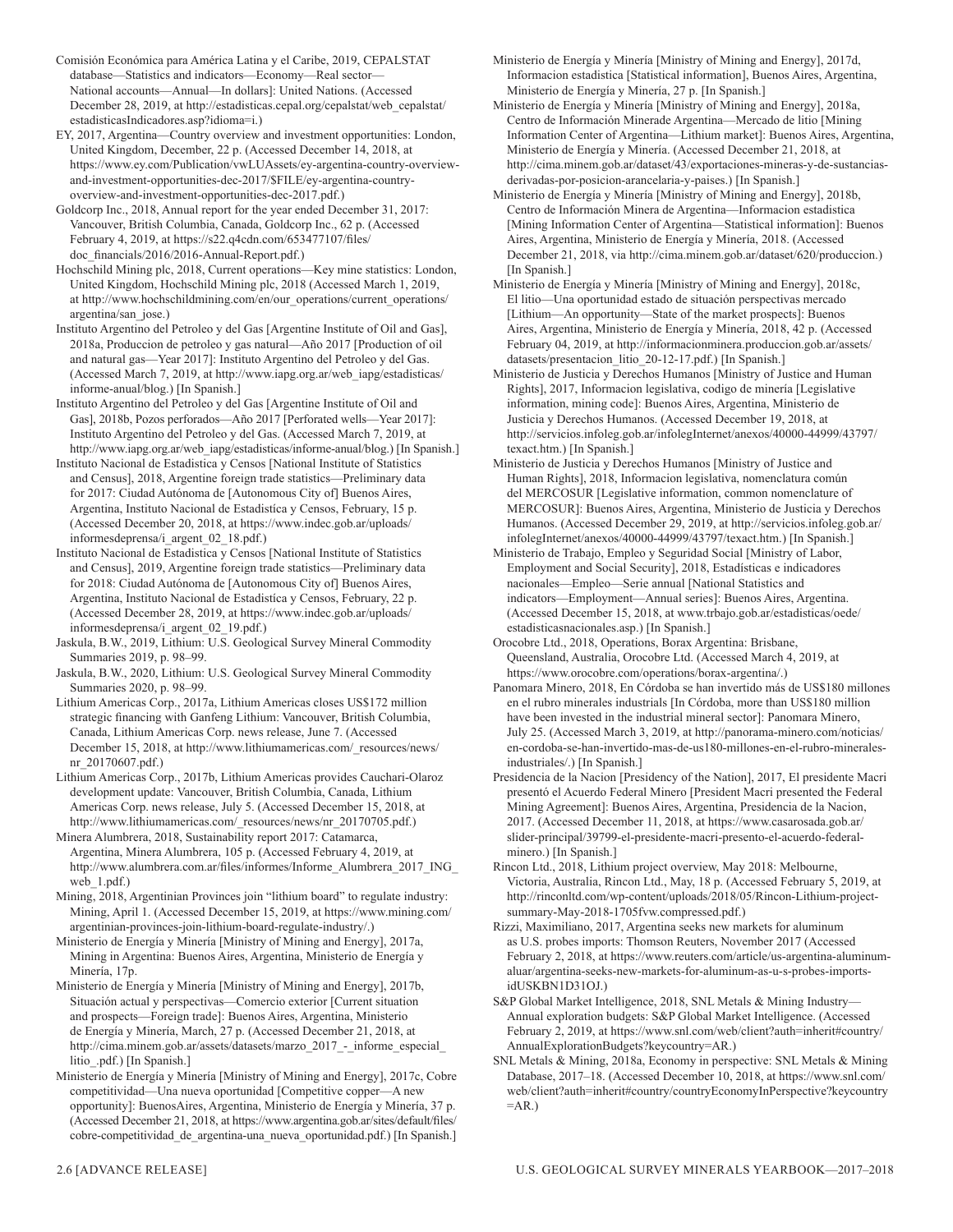Comisión Económica para América Latina y el Caribe, 2019, CEPALSTAT database—Statistics and indicators—Economy—Real sector—National accounts—Annual—In dollars]: United Nations. (Accessed December 28, 2019, at http://estadisticas.cepal.org/cepalstat/web_cepalstat/estadisticasIndicadores.asp?idioma=i.)

EY, 2017, Argentina—Country overview and investment opportunities: London, United Kingdom, December, 22 p. (Accessed December 14, 2018, at https://www.ey.com/Publication/vwLUAssets/ey-argentina-country-overview-and-investment-opportunities-dec-2017/$FILE/ey-argentina-country-overview-and-investment-opportunities-dec-2017.pdf.)

Goldcorp Inc., 2018, Annual report for the year ended December 31, 2017: Vancouver, British Columbia, Canada, Goldcorp Inc., 62 p. (Accessed February 4, 2019, at https://s22.q4cdn.com/653477107/files/doc_financials/2016/2016-Annual-Report.pdf.)

Hochschild Mining plc, 2018, Current operations—Key mine statistics: London, United Kingdom, Hochschild Mining plc, 2018 (Accessed March 1, 2019, at http://www.hochschildmining.com/en/our_operations/current_operations/argentina/san_jose.)

Instituto Argentino del Petroleo y del Gas [Argentine Institute of Oil and Gas], 2018a, Produccion de petroleo y gas natural—Año 2017 [Production of oil and natural gas—Year 2017]: Instituto Argentino del Petroleo y del Gas. (Accessed March 7, 2019, at http://www.iapg.org.ar/web_iapg/estadisticas/informe-anual/blog.) [In Spanish.]

Instituto Argentino del Petroleo y del Gas [Argentine Institute of Oil and Gas], 2018b, Pozos perforados—Año 2017 [Perforated wells—Year 2017]: Instituto Argentino del Petroleo y del Gas. (Accessed March 7, 2019, at http://www.iapg.org.ar/web_iapg/estadisticas/informe-anual/blog.) [In Spanish.]

Instituto Nacional de Estadística y Censos [National Institute of Statistics and Census], 2018, Argentine foreign trade statistics—Preliminary data for 2017: Ciudad Autónoma de [Autonomous City of] Buenos Aires, Argentina, Instituto Nacional de Estadística y Censos, February, 15 p. (Accessed December 20, 2018, at https://www.indec.gob.ar/uploads/informesdeprensa/i_argent_02_18.pdf.)

Instituto Nacional de Estadística y Censos [National Institute of Statistics and Census], 2019, Argentine foreign trade statistics—Preliminary data for 2018: Ciudad Autónoma de [Autonomous City of] Buenos Aires, Argentina, Instituto Nacional de Estadística y Censos, February, 22 p. (Accessed December 28, 2019, at https://www.indec.gob.ar/uploads/informesdeprensa/i_argent_02_19.pdf.)

Jaskula, B.W., 2019, Lithium: U.S. Geological Survey Mineral Commodity Summaries 2019, p. 98–99.

Jaskula, B.W., 2020, Lithium: U.S. Geological Survey Mineral Commodity Summaries 2020, p. 98–99.

Lithium Americas Corp., 2017a, Lithium Americas closes US$172 million strategic financing with Ganfeng Lithium: Vancouver, British Columbia, Canada, Lithium Americas Corp. news release, June 7. (Accessed December 15, 2018, at http://www.lithiumamericas.com/_resources/news/nr_20170607.pdf.)

Lithium Americas Corp., 2017b, Lithium Americas provides Cauchari-Olaroz development update: Vancouver, British Columbia, Canada, Lithium Americas Corp. news release, July 5. (Accessed December 15, 2018, at http://www.lithiumamericas.com/_resources/news/nr_20170705.pdf.)

Minera Alumbrera, 2018, Sustainability report 2017: Catamarca, Argentina, Minera Alumbrera, 105 p. (Accessed February 4, 2019, at http://www.alumbrera.com.ar/files/informes/Informe_Alumbrera_2017_ING_web_1.pdf.)

Mining, 2018, Argentinian Provinces join "lithium board" to regulate industry: Mining, April 1. (Accessed December 15, 2019, at https://www.mining.com/argentinian-provinces-join-lithium-board-regulate-industry/.)

Ministerio de Energía y Minería [Ministry of Mining and Energy], 2017a, Mining in Argentina: Buenos Aires, Argentina, Ministerio de Energía y Minería, 17p.

Ministerio de Energía y Minería [Ministry of Mining and Energy], 2017b, Situación actual y perspectivas—Comercio exterior [Current situation and prospects—Foreign trade]: Buenos Aires, Argentina, Ministerio de Energía y Minería, March, 27 p. (Accessed December 21, 2018, at http://cima.minem.gob.ar/assets/datasets/marzo_2017_-_informe_especial_litio_.pdf.) [In Spanish.]

Ministerio de Energía y Minería [Ministry of Mining and Energy], 2017c, Cobre competitividad—Una nueva oportunidad [Competitive copper—A new opportunity]: BuenosAires, Argentina, Ministerio de Energía y Minería, 37 p. (Accessed December 21, 2018, at https://www.argentina.gob.ar/sites/default/files/cobre-competitividad_de_argentina-una_nueva_oportunidad.pdf.) [In Spanish.]

Ministerio de Energía y Minería [Ministry of Mining and Energy], 2017d, Informacion estadistica [Statistical information], Buenos Aires, Argentina, Ministerio de Energía y Minería, 27 p. [In Spanish.]

Ministerio de Energía y Minería [Ministry of Mining and Energy], 2018a, Centro de Información Minerade Argentina—Mercado de litio [Mining Information Center of Argentina—Lithium market]: Buenos Aires, Argentina, Ministerio de Energía y Minería. (Accessed December 21, 2018, at http://cima.minem.gob.ar/dataset/43/exportaciones-mineras-y-de-sustancias-derivadas-por-posicion-arancelaria-y-paises.) [In Spanish.]

Ministerio de Energía y Minería [Ministry of Mining and Energy], 2018b, Centro de Información Minera de Argentina—Informacion estadistica [Mining Information Center of Argentina—Statistical information]: Buenos Aires, Argentina, Ministerio de Energía y Minería, 2018. (Accessed December 21, 2018, via http://cima.minem.gob.ar/dataset/620/produccion.) [In Spanish.]

Ministerio de Energía y Minería [Ministry of Mining and Energy], 2018c, El litio—Una oportunidad estado de situación perspectivas mercado [Lithium—An opportunity—State of the market prospects]: Buenos Aires, Argentina, Ministerio de Energía y Minería, 2018, 42 p. (Accessed February 04, 2019, at http://informacionminera.produccion.gob.ar/assets/datasets/presentacion_litio_20-12-17.pdf.) [In Spanish.]

Ministerio de Justicia y Derechos Humanos [Ministry of Justice and Human Rights], 2017, Informacion legislativa, codigo de minería [Legislative information, mining code]: Buenos Aires, Argentina, Ministerio de Justicia y Derechos Humanos. (Accessed December 19, 2018, at http://servicios.infoleg.gob.ar/infolegInternet/anexos/40000-44999/43797/texact.htm.) [In Spanish.]

Ministerio de Justicia y Derechos Humanos [Ministry of Justice and Human Rights], 2018, Informacion legislativa, nomenclatura común del MERCOSUR [Legislative information, common nomenclature of MERCOSUR]: Buenos Aires, Argentina, Ministerio de Justicia y Derechos Humanos. (Accessed December 29, 2019, at http://servicios.infoleg.gob.ar/infolegInternet/anexos/40000-44999/43797/texact.htm.) [In Spanish.]

Ministerio de Trabajo, Empleo y Seguridad Social [Ministry of Labor, Employment and Social Security], 2018, Estadísticas e indicadores nacionales—Empleo—Serie annual [National Statistics and indicators—Employment—Annual series]: Buenos Aires, Argentina. (Accessed December 15, 2018, at www.trbajo.gob.ar/estadisticas/oede/estadisticasnacionales.asp.) [In Spanish.]

Orocobre Ltd., 2018, Operations, Borax Argentina: Brisbane, Queensland, Australia, Orocobre Ltd. (Accessed March 4, 2019, at https://www.orocobre.com/operations/borax-argentina/.)

Panomara Minero, 2018, En Córdoba se han invertido más de US$180 millones en el rubro minerales industriales [In Córdoba, more than US$180 million have been invested in the industrial mineral sector]: Panomara Minero, July 25. (Accessed March 3, 2019, at http://panorama-minero.com/noticias/en-cordoba-se-han-invertido-mas-de-us180-millones-en-el-rubro-minerales-industriales/.) [In Spanish.]

Presidencia de la Nacion [Presidency of the Nation], 2017, El presidente Macri presentó el Acuerdo Federal Minero [President Macri presented the Federal Mining Agreement]: Buenos Aires, Argentina, Presidencia de la Nacion, 2017. (Accessed December 11, 2018, at https://www.casarosada.gob.ar/slider-principal/39799-el-presidente-macri-presento-el-acuerdo-federal-minero.) [In Spanish.]

Rincon Ltd., 2018, Lithium project overview, May 2018: Melbourne, Victoria, Australia, Rincon Ltd., May, 18 p. (Accessed February 5, 2019, at http://rinconltd.com/wp-content/uploads/2018/05/Rincon-Lithium-project-summary-May-2018-1705fvw.compressed.pdf.)

Rizzi, Maximiliano, 2017, Argentina seeks new markets for aluminum as U.S. probes imports: Thomson Reuters, November 2017 (Accessed February 2, 2018, at https://www.reuters.com/article/us-argentina-aluminum-aluar/argentina-seeks-new-markets-for-aluminum-as-u-s-probes-imports-idUSKBN1D31OJ.)

S&P Global Market Intelligence, 2018, SNL Metals & Mining Industry—Annual exploration budgets: S&P Global Market Intelligence. (Accessed February 2, 2019, at https://www.snl.com/web/client?auth=inherit#country/AnnualExplorationBudgets?keycountry=AR.)

SNL Metals & Mining, 2018a, Economy in perspective: SNL Metals & Mining Database, 2017–18. (Accessed December 10, 2018, at https://www.snl.com/web/client?auth=inherit#country/countryEconomyInPerspective?keycountry=AR.)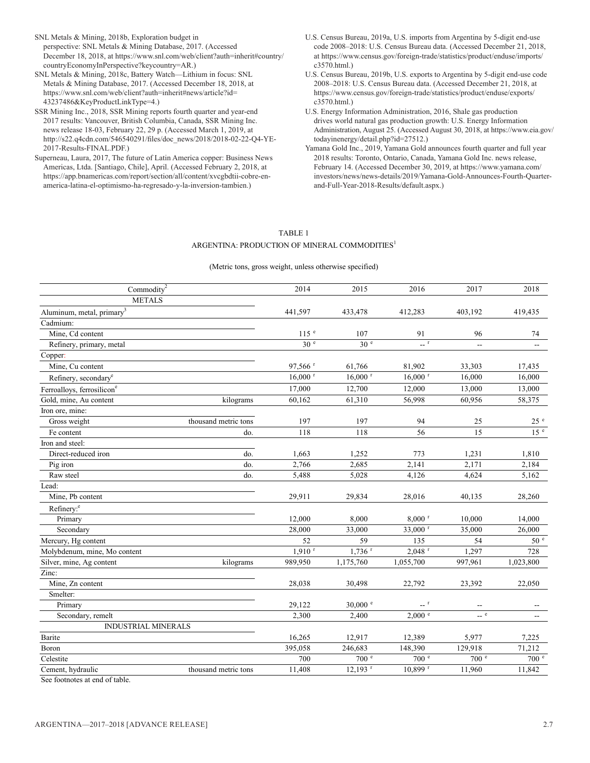SNL Metals & Mining, 2018b, Exploration budget in perspective: SNL Metals & Mining Database, 2017. (Accessed December 18, 2018, at https://www.snl.com/web/client?auth=inherit#country/countryEconomyInPerspective?keycountry=AR.)

SNL Metals & Mining, 2018c, Battery Watch—Lithium in focus: SNL Metals & Mining Database, 2017. (Accessed December 18, 2018, at https://www.snl.com/web/client?auth=inherit#news/article?id=43237486&KeyProductLinkType=4.)

SSR Mining Inc., 2018, SSR Mining reports fourth quarter and year-end 2017 results: Vancouver, British Columbia, Canada, SSR Mining Inc. news release 18-03, February 22, 29 p. (Accessed March 1, 2019, at http://s22.q4cdn.com/546540291/files/doc_news/2018/2018-02-22-Q4-YE-2017-Results-FINAL.PDF.)

Superneau, Laura, 2017, The future of Latin America copper: Business News Americas, Ltda. [Santiago, Chile], April. (Accessed February 2, 2018, at https://app.bnamericas.com/report/section/all/content/xvcgbdtii-cobre-en-america-latina-el-optimismo-ha-regresado-y-la-inversion-tambien.)

U.S. Census Bureau, 2019a, U.S. imports from Argentina by 5-digit end-use code 2008–2018: U.S. Census Bureau data. (Accessed December 21, 2018, at https://www.census.gov/foreign-trade/statistics/product/enduse/imports/c3570.html.)

U.S. Census Bureau, 2019b, U.S. exports to Argentina by 5-digit end-use code 2008–2018: U.S. Census Bureau data. (Accessed December 21, 2018, at https://www.census.gov/foreign-trade/statistics/product/enduse/exports/c3570.html.)

U.S. Energy Information Administration, 2016, Shale gas production drives world natural gas production growth: U.S. Energy Information Administration, August 25. (Accessed August 30, 2018, at https://www.eia.gov/todayinenergy/detail.php?id=27512.)

Yamana Gold Inc., 2019, Yamana Gold announces fourth quarter and full year 2018 results: Toronto, Ontario, Canada, Yamana Gold Inc. news release, February 14. (Accessed December 30, 2019, at https://www.yamana.com/investors/news/news-details/2019/Yamana-Gold-Announces-Fourth-Quarter-and-Full-Year-2018-Results/default.aspx.)

TABLE 1
ARGENTINA: PRODUCTION OF MINERAL COMMODITIES[1]

(Metric tons, gross weight, unless otherwise specified)

| Commodity[2] | | 2014 | 2015 | 2016 | 2017 | 2018 |
|---|---|---|---|---|---|---|
| METALS | | | | | | |
| Aluminum, metal, primary[3] | | 441,597 | 433,478 | 412,283 | 403,192 | 419,435 |
| Cadmium: | | | | | | |
| Mine, Cd content | | 115 e | 107 | 91 | 96 | 74 |
| Refinery, primary, metal | | 30 e | 30 e | -- r | -- | -- |
| Copper: | | | | | | |
| Mine, Cu content | | 97,566 r | 61,766 | 81,902 | 33,303 | 17,435 |
| Refinery, secondary[e] | | 16,000 r | 16,000 r | 16,000 r | 16,000 | 16,000 |
| Ferroalloys, ferrosilicon[e] | | 17,000 | 12,700 | 12,000 | 13,000 | 13,000 |
| Gold, mine, Au content | kilograms | 60,162 | 61,310 | 56,998 | 60,956 | 58,375 |
| Iron ore, mine: | | | | | | |
| Gross weight | thousand metric tons | 197 | 197 | 94 | 25 | 25 e |
| Fe content | do. | 118 | 118 | 56 | 15 | 15 e |
| Iron and steel: | | | | | | |
| Direct-reduced iron | do. | 1,663 | 1,252 | 773 | 1,231 | 1,810 |
| Pig iron | do. | 2,766 | 2,685 | 2,141 | 2,171 | 2,184 |
| Raw steel | do. | 5,488 | 5,028 | 4,126 | 4,624 | 5,162 |
| Lead: | | | | | | |
| Mine, Pb content | | 29,911 | 29,834 | 28,016 | 40,135 | 28,260 |
| Refinery:[e] | | | | | | |
| Primary | | 12,000 | 8,000 | 8,000 r | 10,000 | 14,000 |
| Secondary | | 28,000 | 33,000 | 33,000 r | 35,000 | 26,000 |
| Mercury, Hg content | | 52 | 59 | 135 | 54 | 50 e |
| Molybdenum, mine, Mo content | | 1,910 r | 1,736 r | 2,048 r | 1,297 | 728 |
| Silver, mine, Ag content | kilograms | 989,950 | 1,175,760 | 1,055,700 | 997,961 | 1,023,800 |
| Zinc: | | | | | | |
| Mine, Zn content | | 28,038 | 30,498 | 22,792 | 23,392 | 22,050 |
| Smelter: | | | | | | |
| Primary | | 29,122 | 30,000 e | -- r | -- | -- |
| Secondary, remelt | | 2,300 | 2,400 | 2,000 e | -- e | -- |
| INDUSTRIAL MINERALS | | | | | | |
| Barite | | 16,265 | 12,917 | 12,389 | 5,977 | 7,225 |
| Boron | | 395,058 | 246,683 | 148,390 | 129,918 | 71,212 |
| Celestite | | 700 | 700 e | 700 e | 700 e | 700 e |
| Cement, hydraulic | thousand metric tons | 11,408 | 12,193 r | 10,899 r | 11,960 | 11,842 |

See footnotes at end of table.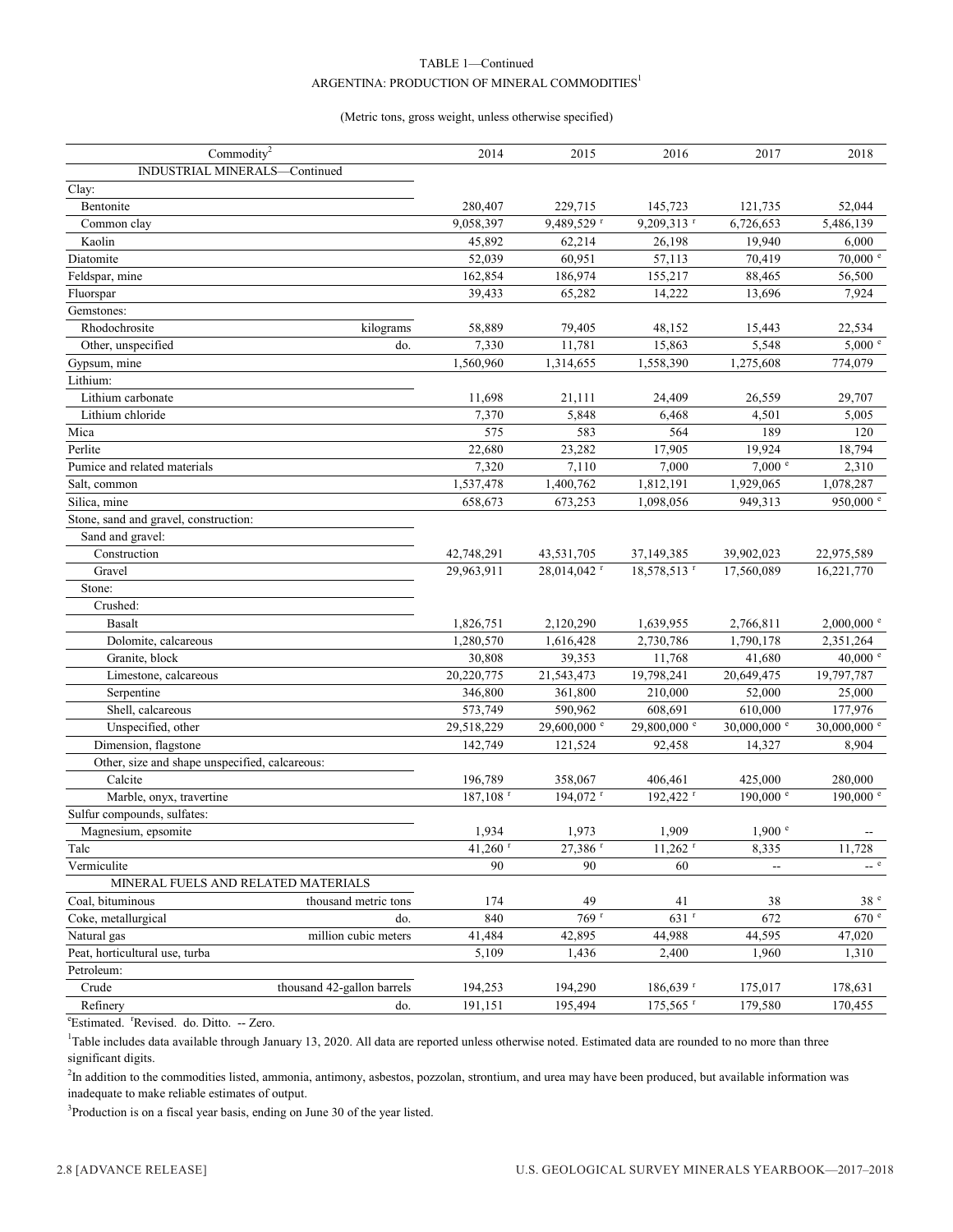TABLE 1—Continued

ARGENTINA: PRODUCTION OF MINERAL COMMODITIES[1]

(Metric tons, gross weight, unless otherwise specified)

| Commodity[2] | | 2014 | 2015 | 2016 | 2017 | 2018 |
|---|---|---|---|---|---|---|
| INDUSTRIAL MINERALS—Continued | | | | | | |
| Clay: | | | | | | |
| Bentonite | | 280,407 | 229,715 | 145,723 | 121,735 | 52,044 |
| Common clay | | 9,058,397 | 9,489,529 r | 9,209,313 r | 6,726,653 | 5,486,139 |
| Kaolin | | 45,892 | 62,214 | 26,198 | 19,940 | 6,000 |
| Diatomite | | 52,039 | 60,951 | 57,113 | 70,419 | 70,000 e |
| Feldspar, mine | | 162,854 | 186,974 | 155,217 | 88,465 | 56,500 |
| Fluorspar | | 39,433 | 65,282 | 14,222 | 13,696 | 7,924 |
| Gemstones: | | | | | | |
| Rhodochrosite | kilograms | 58,889 | 79,405 | 48,152 | 15,443 | 22,534 |
| Other, unspecified | do. | 7,330 | 11,781 | 15,863 | 5,548 | 5,000 e |
| Gypsum, mine | | 1,560,960 | 1,314,655 | 1,558,390 | 1,275,608 | 774,079 |
| Lithium: | | | | | | |
| Lithium carbonate | | 11,698 | 21,111 | 24,409 | 26,559 | 29,707 |
| Lithium chloride | | 7,370 | 5,848 | 6,468 | 4,501 | 5,005 |
| Mica | | 575 | 583 | 564 | 189 | 120 |
| Perlite | | 22,680 | 23,282 | 17,905 | 19,924 | 18,794 |
| Pumice and related materials | | 7,320 | 7,110 | 7,000 | 7,000 e | 2,310 |
| Salt, common | | 1,537,478 | 1,400,762 | 1,812,191 | 1,929,065 | 1,078,287 |
| Silica, mine | | 658,673 | 673,253 | 1,098,056 | 949,313 | 950,000 e |
| Stone, sand and gravel, construction: | | | | | | |
| Sand and gravel: | | | | | | |
| Construction | | 42,748,291 | 43,531,705 | 37,149,385 | 39,902,023 | 22,975,589 |
| Gravel | | 29,963,911 | 28,014,042 r | 18,578,513 r | 17,560,089 | 16,221,770 |
| Stone: | | | | | | |
| Crushed: | | | | | | |
| Basalt | | 1,826,751 | 2,120,290 | 1,639,955 | 2,766,811 | 2,000,000 e |
| Dolomite, calcareous | | 1,280,570 | 1,616,428 | 2,730,786 | 1,790,178 | 2,351,264 |
| Granite, block | | 30,808 | 39,353 | 11,768 | 41,680 | 40,000 e |
| Limestone, calcareous | | 20,220,775 | 21,543,473 | 19,798,241 | 20,649,475 | 19,797,787 |
| Serpentine | | 346,800 | 361,800 | 210,000 | 52,000 | 25,000 |
| Shell, calcareous | | 573,749 | 590,962 | 608,691 | 610,000 | 177,976 |
| Unspecified, other | | 29,518,229 | 29,600,000 e | 29,800,000 e | 30,000,000 e | 30,000,000 e |
| Dimension, flagstone | | 142,749 | 121,524 | 92,458 | 14,327 | 8,904 |
| Other, size and shape unspecified, calcareous: | | | | | | |
| Calcite | | 196,789 | 358,067 | 406,461 | 425,000 | 280,000 |
| Marble, onyx, travertine | | 187,108 r | 194,072 r | 192,422 r | 190,000 e | 190,000 e |
| Sulfur compounds, sulfates: | | | | | | |
| Magnesium, epsomite | | 1,934 | 1,973 | 1,909 | 1,900 e | -- |
| Talc | | 41,260 r | 27,386 r | 11,262 r | 8,335 | 11,728 |
| Vermiculite | | 90 | 90 | 60 | -- | -- e |
| MINERAL FUELS AND RELATED MATERIALS | | | | | | |
| Coal, bituminous | thousand metric tons | 174 | 49 | 41 | 38 | 38 e |
| Coke, metallurgical | do. | 840 | 769 r | 631 r | 672 | 670 e |
| Natural gas | million cubic meters | 41,484 | 42,895 | 44,988 | 44,595 | 47,020 |
| Peat, horticultural use, turba | | 5,109 | 1,436 | 2,400 | 1,960 | 1,310 |
| Petroleum: | | | | | | |
| Crude | thousand 42-gallon barrels | 194,253 | 194,290 | 186,639 r | 175,017 | 178,631 |
| Refinery | do. | 191,151 | 195,494 | 175,565 r | 179,580 | 170,455 |

eEstimated. rRevised. do. Ditto. -- Zero.

[1]Table includes data available through January 13, 2020. All data are reported unless otherwise noted. Estimated data are rounded to no more than three significant digits.

[2]In addition to the commodities listed, ammonia, antimony, asbestos, pozzolan, strontium, and urea may have been produced, but available information was inadequate to make reliable estimates of output.

[3]Production is on a fiscal year basis, ending on June 30 of the year listed.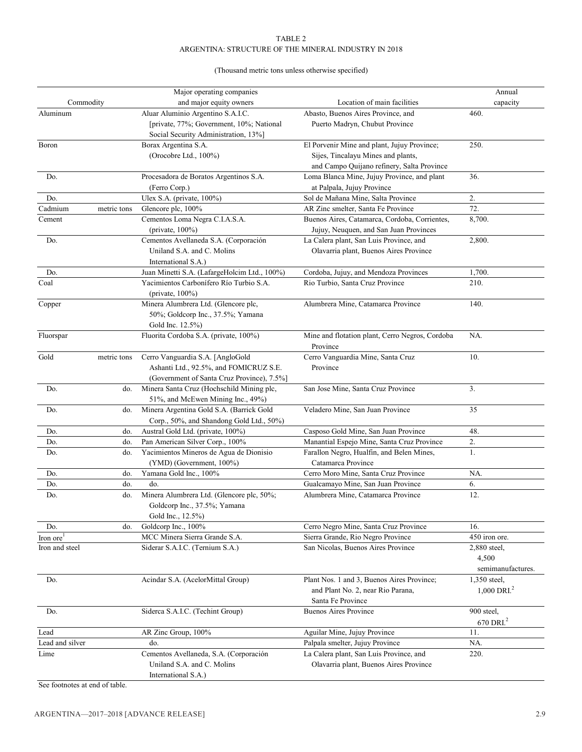TABLE 2
ARGENTINA: STRUCTURE OF THE MINERAL INDUSTRY IN 2018

(Thousand metric tons unless otherwise specified)

| Commodity | | Major operating companies and major equity owners | Location of main facilities | Annual capacity |
|---|---|---|---|---|
| Aluminum | | Aluar Aluminio Argentino S.A.I.C. [private, 77%; Government, 10%; National Social Security Administration, 13%] | Abasto, Buenos Aires Province, and Puerto Madryn, Chubut Province | 460. |
| Boron | | Borax Argentina S.A. (Orocobre Ltd., 100%) | El Porvenir Mine and plant, Jujuy Province; Sijes, Tincalayu Mines and plants, and Campo Quijano refinery, Salta Province | 250. |
| Do. | | Procesadora de Boratos Argentinos S.A. (Ferro Corp.) | Loma Blanca Mine, Jujuy Province, and plant at Palpala, Jujuy Province | 36. |
| Do. | | Ulex S.A. (private, 100%) | Sol de Mañana Mine, Salta Province | 2. |
| Cadmium | metric tons | Glencore plc, 100% | AR Zinc smelter, Santa Fe Province | 72. |
| Cement | | Cementos Loma Negra C.I.A.S.A. (private, 100%) | Buenos Aires, Catamarca, Cordoba, Corrientes, Jujuy, Neuquen, and San Juan Provinces | 8,700. |
| Do. | | Cementos Avellaneda S.A. (Corporación Uniland S.A. and C. Molins International S.A.) | La Calera plant, San Luis Province, and Olavarria plant, Buenos Aires Province | 2,800. |
| Do. | | Juan Minetti S.A. (LafargeHolcim Ltd., 100%) | Cordoba, Jujuy, and Mendoza Provinces | 1,700. |
| Coal | | Yacimientos Carbonífero Río Turbio S.A. (private, 100%) | Rio Turbio, Santa Cruz Province | 210. |
| Copper | | Minera Alumbrera Ltd. (Glencore plc, 50%; Goldcorp Inc., 37.5%; Yamana Gold Inc. 12.5%) | Alumbrera Mine, Catamarca Province | 140. |
| Fluorspar | | Fluorita Cordoba S.A. (private, 100%) | Mine and flotation plant, Cerro Negros, Cordoba Province | NA. |
| Gold | metric tons | Cerro Vanguardia S.A. [AngloGold Ashanti Ltd., 92.5%, and FOMICRUZ S.E. (Government of Santa Cruz Province), 7.5%] | Cerro Vanguardia Mine, Santa Cruz Province | 10. |
| Do. | do. | Minera Santa Cruz (Hochschild Mining plc, 51%, and McEwen Mining Inc., 49%) | San Jose Mine, Santa Cruz Province | 3. |
| Do. | do. | Minera Argentina Gold S.A. (Barrick Gold Corp., 50%, and Shandong Gold Ltd., 50%) | Veladero Mine, San Juan Province | 35 |
| Do. | do. | Austral Gold Ltd. (private, 100%) | Casposo Gold Mine, San Juan Province | 48. |
| Do. | do. | Pan American Silver Corp., 100% | Manantial Espejo Mine, Santa Cruz Province | 2. |
| Do. | do. | Yacimientos Mineros de Agua de Dionisio (YMD) (Government, 100%) | Farallon Negro, Hualfin, and Belen Mines, Catamarca Province | 1. |
| Do. | do. | Yamana Gold Inc., 100% | Cerro Moro Mine, Santa Cruz Province | NA. |
| Do. | do. | do. | Gualcamayo Mine, San Juan Province | 6. |
| Do. | do. | Minera Alumbrera Ltd. (Glencore plc, 50%; Goldcorp Inc., 37.5%; Yamana Gold Inc., 12.5%) | Alumbrera Mine, Catamarca Province | 12. |
| Do. | do. | Goldcorp Inc., 100% | Cerro Negro Mine, Santa Cruz Province | 16. |
| Iron ore[1] | | MCC Minera Sierra Grande S.A. | Sierra Grande, Rio Negro Province | 450 iron ore. |
| Iron and steel | | Siderar S.A.I.C. (Ternium S.A.) | San Nicolas, Buenos Aires Province | 2,880 steel, 4,500 semimanufactures. |
| Do. | | Acindar S.A. (AcelorMittal Group) | Plant Nos. 1 and 3, Buenos Aires Province; and Plant No. 2, near Rio Parana, Santa Fe Province | 1,350 steel, 1,000 DRI.[2] |
| Do. | | Siderca S.A.I.C. (Techint Group) | Buenos Aires Province | 900 steel, 670 DRI.[2] |
| Lead | | AR Zinc Group, 100% | Aguilar Mine, Jujuy Province | 11. |
| Lead and silver | | do. | Palpala smelter, Jujuy Province | NA. |
| Lime | | Cementos Avellaneda, S.A. (Corporación Uniland S.A. and C. Molins International S.A.) | La Calera plant, San Luis Province, and Olavarria plant, Buenos Aires Province | 220. |

See footnotes at end of table.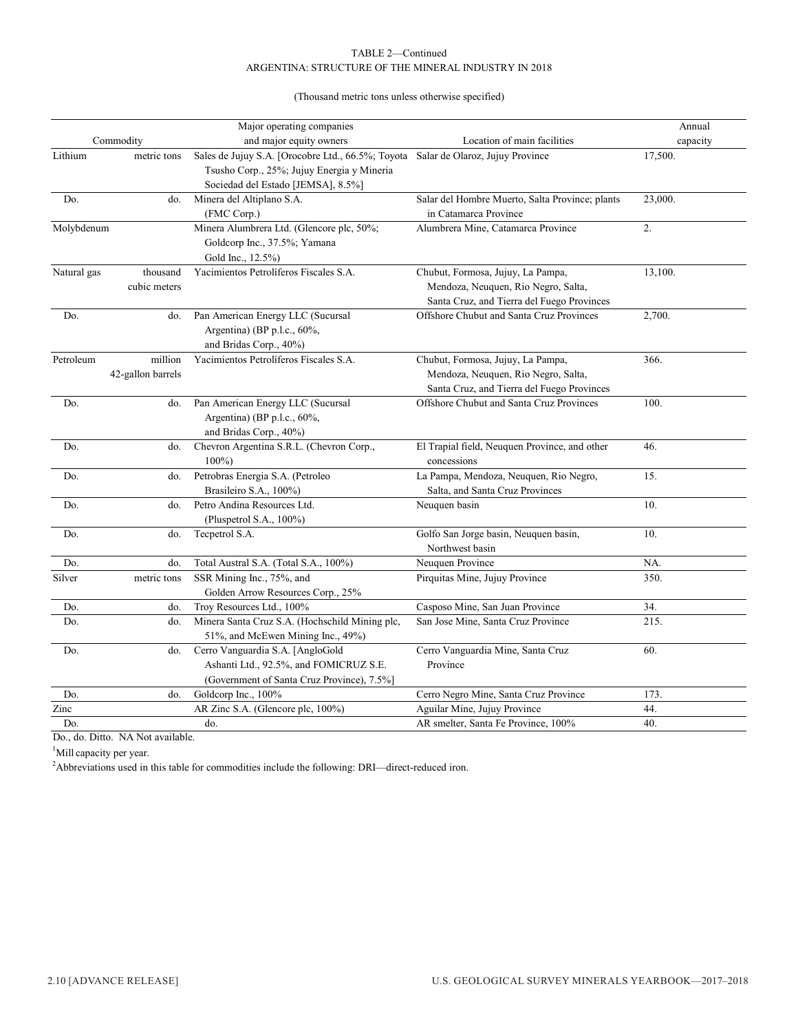TABLE 2—Continued
ARGENTINA: STRUCTURE OF THE MINERAL INDUSTRY IN 2018

(Thousand metric tons unless otherwise specified)

| Commodity | | Major operating companies and major equity owners | Location of main facilities | Annual capacity |
|---|---|---|---|---|
| Lithium | metric tons | Sales de Jujuy S.A. [Orocobre Ltd., 66.5%; Toyota Tsusho Corp., 25%; Jujuy Energia y Mineria Sociedad del Estado [JEMSA], 8.5%] | Salar de Olaroz, Jujuy Province | 17,500. |
| Do. | do. | Minera del Altiplano S.A. (FMC Corp.) | Salar del Hombre Muerto, Salta Province; plants in Catamarca Province | 23,000. |
| Molybdenum | | Minera Alumbrera Ltd. (Glencore plc, 50%; Goldcorp Inc., 37.5%; Yamana Gold Inc., 12.5%) | Alumbrera Mine, Catamarca Province | 2. |
| Natural gas | thousand cubic meters | Yacimientos Petrolíferos Fiscales S.A. | Chubut, Formosa, Jujuy, La Pampa, Mendoza, Neuquen, Rio Negro, Salta, Santa Cruz, and Tierra del Fuego Provinces | 13,100. |
| Do. | do. | Pan American Energy LLC (Sucursal Argentina) (BP p.l.c., 60%, and Bridas Corp., 40%) | Offshore Chubut and Santa Cruz Provinces | 2,700. |
| Petroleum | million 42-gallon barrels | Yacimientos Petrolíferos Fiscales S.A. | Chubut, Formosa, Jujuy, La Pampa, Mendoza, Neuquen, Rio Negro, Salta, Santa Cruz, and Tierra del Fuego Provinces | 366. |
| Do. | do. | Pan American Energy LLC (Sucursal Argentina) (BP p.l.c., 60%, and Bridas Corp., 40%) | Offshore Chubut and Santa Cruz Provinces | 100. |
| Do. | do. | Chevron Argentina S.R.L. (Chevron Corp., 100%) | El Trapial field, Neuquen Province, and other concessions | 46. |
| Do. | do. | Petrobras Energia S.A. (Petroleo Brasileiro S.A., 100%) | La Pampa, Mendoza, Neuquen, Rio Negro, Salta, and Santa Cruz Provinces | 15. |
| Do. | do. | Petro Andina Resources Ltd. (Pluspetrol S.A., 100%) | Neuquen basin | 10. |
| Do. | do. | Tecpetrol S.A. | Golfo San Jorge basin, Neuquen basin, Northwest basin | 10. |
| Do. | do. | Total Austral S.A. (Total S.A., 100%) | Neuquen Province | NA. |
| Silver | metric tons | SSR Mining Inc., 75%, and Golden Arrow Resources Corp., 25% | Pirquitas Mine, Jujuy Province | 350. |
| Do. | do. | Troy Resources Ltd., 100% | Casposo Mine, San Juan Province | 34. |
| Do. | do. | Minera Santa Cruz S.A. (Hochschild Mining plc, 51%, and McEwen Mining Inc., 49%) | San Jose Mine, Santa Cruz Province | 215. |
| Do. | do. | Cerro Vanguardia S.A. [AngloGold Ashanti Ltd., 92.5%, and FOMICRUZ S.E. (Government of Santa Cruz Province), 7.5%] | Cerro Vanguardia Mine, Santa Cruz Province | 60. |
| Do. | do. | Goldcorp Inc., 100% | Cerro Negro Mine, Santa Cruz Province | 173. |
| Zinc | | AR Zinc S.A. (Glencore plc, 100%) | Aguilar Mine, Jujuy Province | 44. |
| Do. | | do. | AR smelter, Santa Fe Province, 100% | 40. |

Do., do. Ditto. NA Not available.

[1]Mill capacity per year.

[2]Abbreviations used in this table for commodities include the following: DRI—direct-reduced iron.